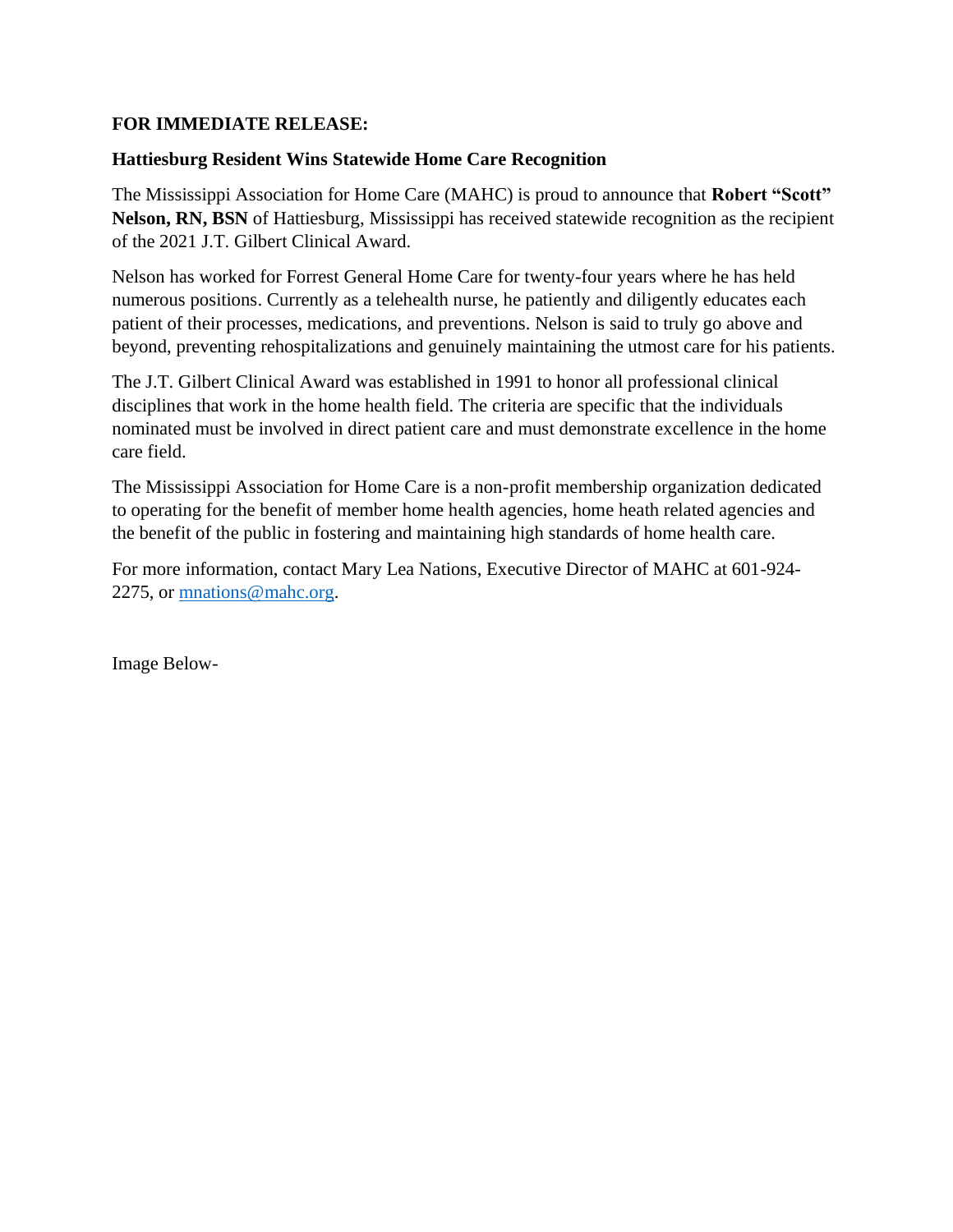**FOR IMMEDIATE RELEASE:**

**Hattiesburg Resident Wins Statewide Home Care Recognition**

The Mississippi Association for Home Care (MAHC) is proud to announce that **Robert "Scott" Nelson, RN, BSN** of Hattiesburg, Mississippi has received statewide recognition as the recipient of the 2021 J.T. Gilbert Clinical Award.

Nelson has worked for Forrest General Home Care for twenty-four years where he has held numerous positions. Currently as a telehealth nurse, he patiently and diligently educates each patient of their processes, medications, and preventions. Nelson is said to truly go above and beyond, preventing rehospitalizations and genuinely maintaining the utmost care for his patients.

The J.T. Gilbert Clinical Award was established in 1991 to honor all professional clinical disciplines that work in the home health field. The criteria are specific that the individuals nominated must be involved in direct patient care and must demonstrate excellence in the home care field.

The Mississippi Association for Home Care is a non-profit membership organization dedicated to operating for the benefit of member home health agencies, home heath related agencies and the benefit of the public in fostering and maintaining high standards of home health care.

For more information, contact Mary Lea Nations, Executive Director of MAHC at 601-924-2275, or [mnations@mahc.org](mailto:mnations@mahc.org).

Image Below-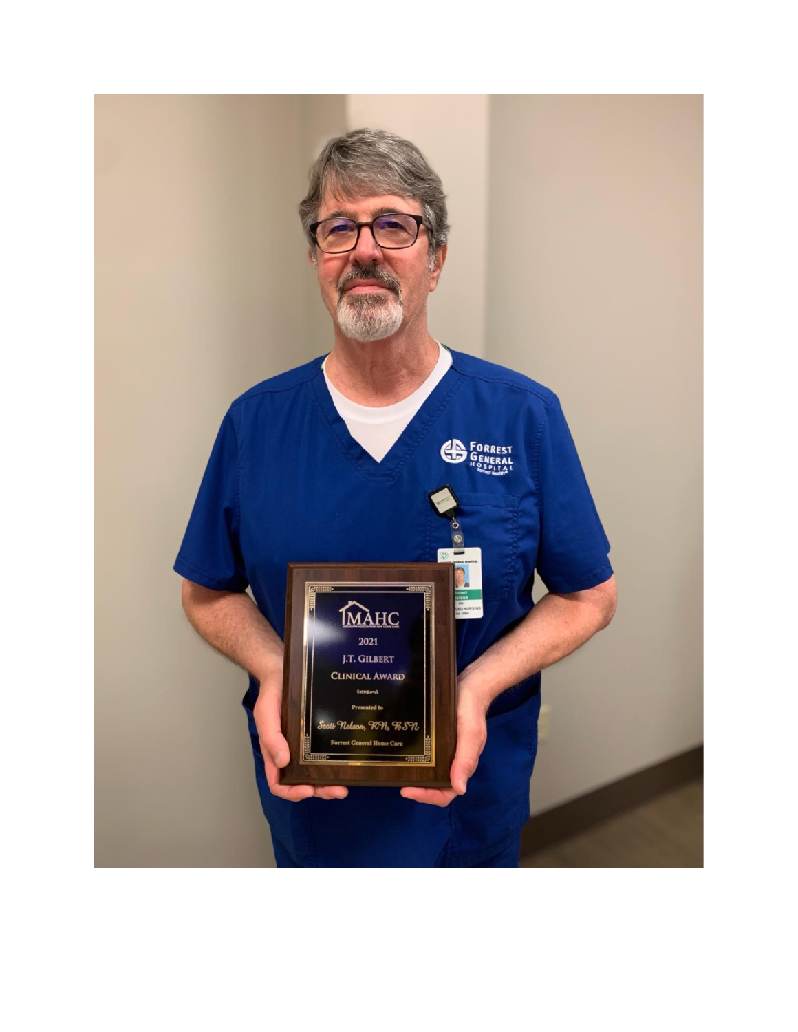MAHC

2021

J.T. GILBERT

CLINICAL AWARD

Presented to

Scott Nelson, RN, BSN

Forrest General Home Care